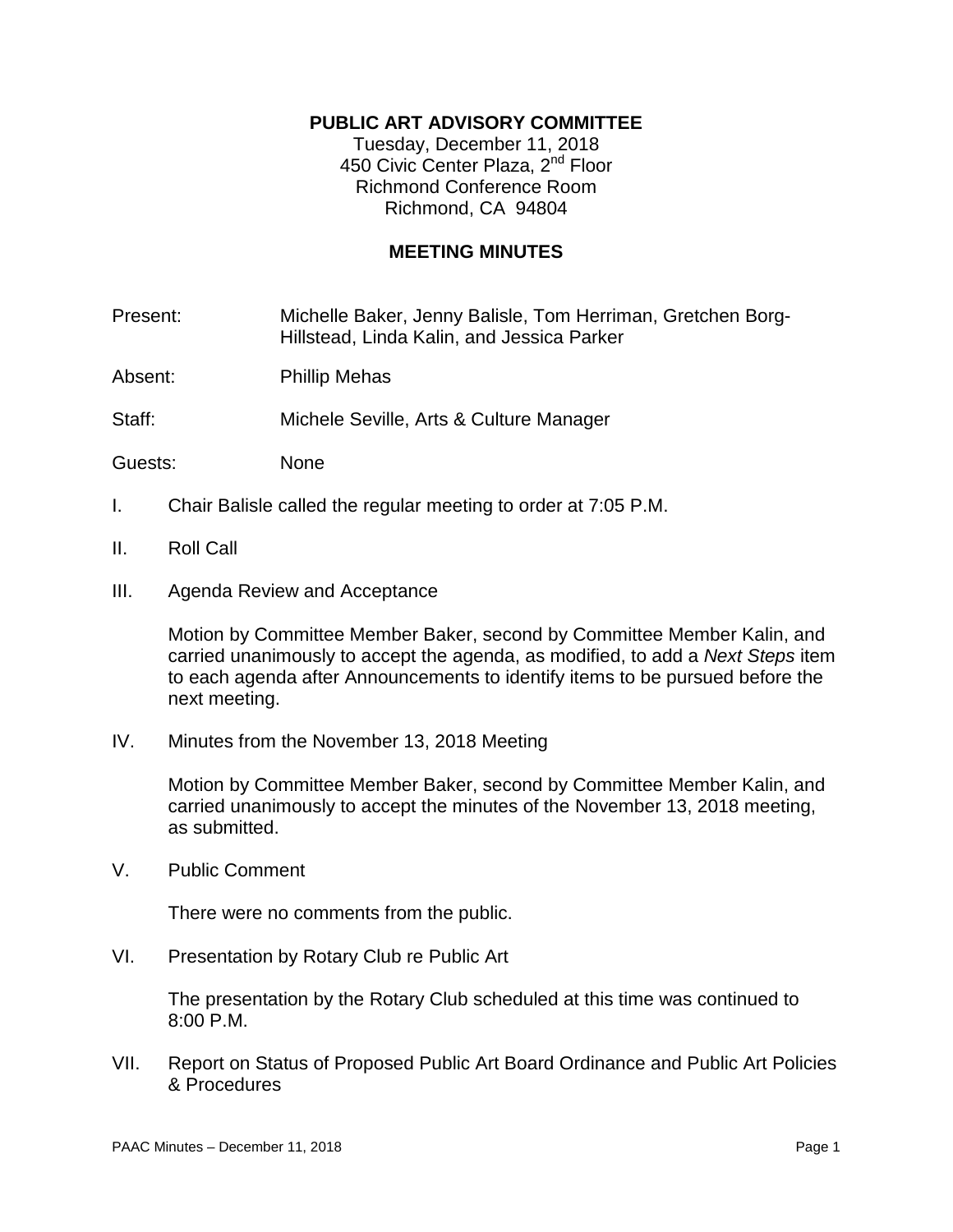**PUBLIC ART ADVISORY COMMITTEE**

Tuesday, December 11, 2018
450 Civic Center Plaza, 2nd Floor
Richmond Conference Room
Richmond, CA 94804

**MEETING MINUTES**

Present: Michelle Baker, Jenny Balisle, Tom Herriman, Gretchen Borg-Hillstead, Linda Kalin, and Jessica Parker

Absent: Phillip Mehas

Staff: Michele Seville, Arts & Culture Manager

Guests: None

I. Chair Balisle called the regular meeting to order at 7:05 P.M.

II. Roll Call

III. Agenda Review and Acceptance

Motion by Committee Member Baker, second by Committee Member Kalin, and carried unanimously to accept the agenda, as modified, to add a *Next Steps* item to each agenda after Announcements to identify items to be pursued before the next meeting.

IV. Minutes from the November 13, 2018 Meeting

Motion by Committee Member Baker, second by Committee Member Kalin, and carried unanimously to accept the minutes of the November 13, 2018 meeting, as submitted.

V. Public Comment

There were no comments from the public.

VI. Presentation by Rotary Club re Public Art

The presentation by the Rotary Club scheduled at this time was continued to 8:00 P.M.

VII. Report on Status of Proposed Public Art Board Ordinance and Public Art Policies & Procedures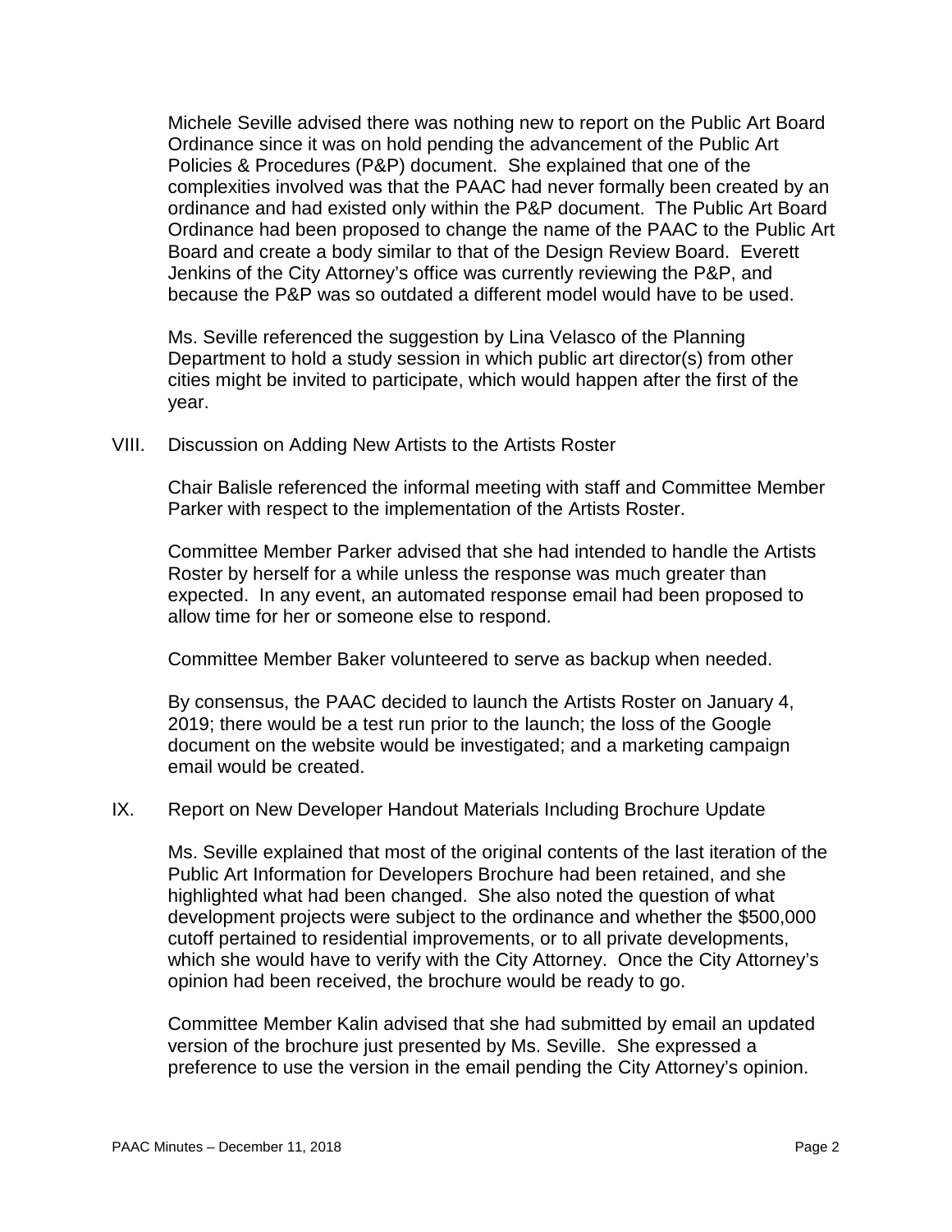Michele Seville advised there was nothing new to report on the Public Art Board Ordinance since it was on hold pending the advancement of the Public Art Policies & Procedures (P&P) document. She explained that one of the complexities involved was that the PAAC had never formally been created by an ordinance and had existed only within the P&P document. The Public Art Board Ordinance had been proposed to change the name of the PAAC to the Public Art Board and create a body similar to that of the Design Review Board. Everett Jenkins of the City Attorney's office was currently reviewing the P&P, and because the P&P was so outdated a different model would have to be used.

Ms. Seville referenced the suggestion by Lina Velasco of the Planning Department to hold a study session in which public art director(s) from other cities might be invited to participate, which would happen after the first of the year.

## VIII. Discussion on Adding New Artists to the Artists Roster

Chair Balisle referenced the informal meeting with staff and Committee Member Parker with respect to the implementation of the Artists Roster.

Committee Member Parker advised that she had intended to handle the Artists Roster by herself for a while unless the response was much greater than expected. In any event, an automated response email had been proposed to allow time for her or someone else to respond.

Committee Member Baker volunteered to serve as backup when needed.

By consensus, the PAAC decided to launch the Artists Roster on January 4, 2019; there would be a test run prior to the launch; the loss of the Google document on the website would be investigated; and a marketing campaign email would be created.

## IX. Report on New Developer Handout Materials Including Brochure Update

Ms. Seville explained that most of the original contents of the last iteration of the Public Art Information for Developers Brochure had been retained, and she highlighted what had been changed. She also noted the question of what development projects were subject to the ordinance and whether the $500,000 cutoff pertained to residential improvements, or to all private developments, which she would have to verify with the City Attorney. Once the City Attorney's opinion had been received, the brochure would be ready to go.

Committee Member Kalin advised that she had submitted by email an updated version of the brochure just presented by Ms. Seville. She expressed a preference to use the version in the email pending the City Attorney's opinion.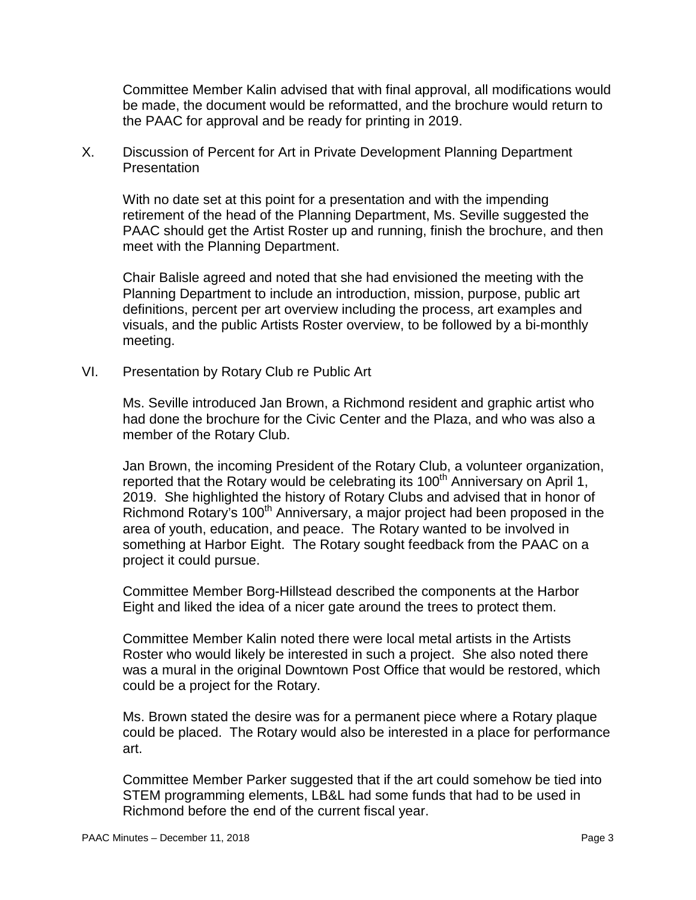Committee Member Kalin advised that with final approval, all modifications would be made, the document would be reformatted, and the brochure would return to the PAAC for approval and be ready for printing in 2019.

X. Discussion of Percent for Art in Private Development Planning Department Presentation

With no date set at this point for a presentation and with the impending retirement of the head of the Planning Department, Ms. Seville suggested the PAAC should get the Artist Roster up and running, finish the brochure, and then meet with the Planning Department.

Chair Balisle agreed and noted that she had envisioned the meeting with the Planning Department to include an introduction, mission, purpose, public art definitions, percent per art overview including the process, art examples and visuals, and the public Artists Roster overview, to be followed by a bi-monthly meeting.

VI. Presentation by Rotary Club re Public Art

Ms. Seville introduced Jan Brown, a Richmond resident and graphic artist who had done the brochure for the Civic Center and the Plaza, and who was also a member of the Rotary Club.

Jan Brown, the incoming President of the Rotary Club, a volunteer organization, reported that the Rotary would be celebrating its 100th Anniversary on April 1, 2019. She highlighted the history of Rotary Clubs and advised that in honor of Richmond Rotary's 100th Anniversary, a major project had been proposed in the area of youth, education, and peace. The Rotary wanted to be involved in something at Harbor Eight. The Rotary sought feedback from the PAAC on a project it could pursue.

Committee Member Borg-Hillstead described the components at the Harbor Eight and liked the idea of a nicer gate around the trees to protect them.

Committee Member Kalin noted there were local metal artists in the Artists Roster who would likely be interested in such a project. She also noted there was a mural in the original Downtown Post Office that would be restored, which could be a project for the Rotary.

Ms. Brown stated the desire was for a permanent piece where a Rotary plaque could be placed. The Rotary would also be interested in a place for performance art.

Committee Member Parker suggested that if the art could somehow be tied into STEM programming elements, LB&L had some funds that had to be used in Richmond before the end of the current fiscal year.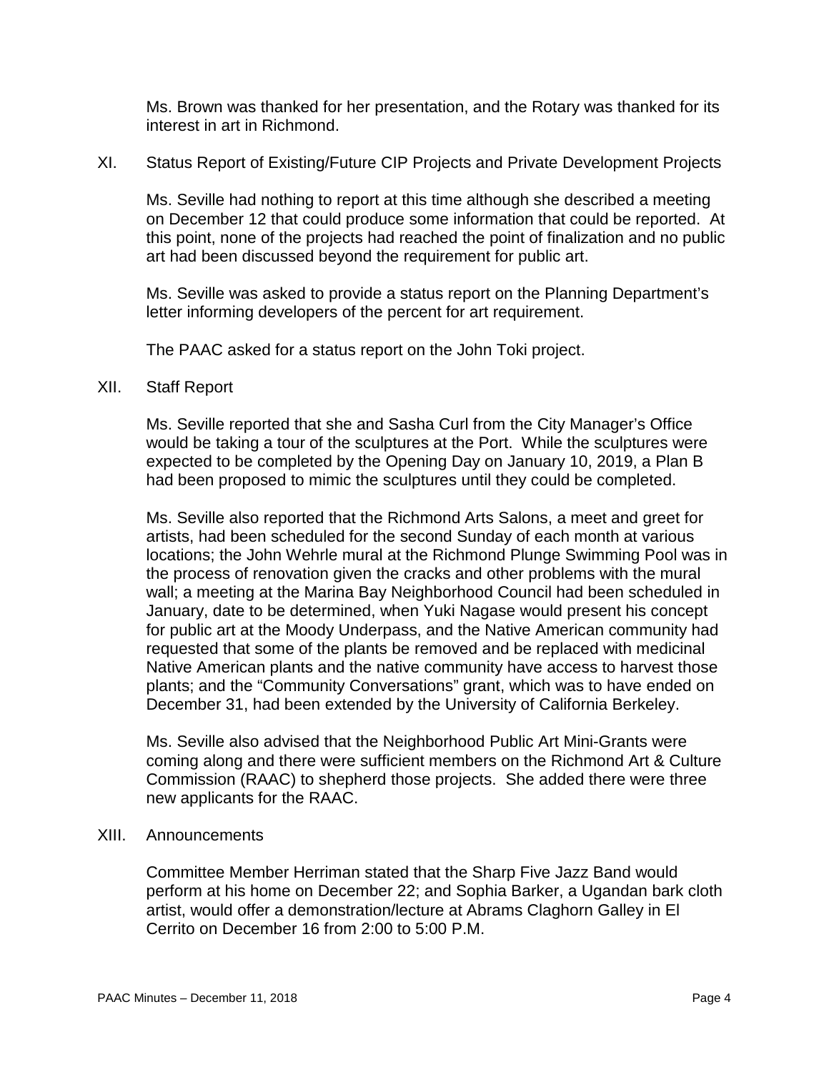Ms. Brown was thanked for her presentation, and the Rotary was thanked for its interest in art in Richmond.

## XI. Status Report of Existing/Future CIP Projects and Private Development Projects

Ms. Seville had nothing to report at this time although she described a meeting on December 12 that could produce some information that could be reported. At this point, none of the projects had reached the point of finalization and no public art had been discussed beyond the requirement for public art.

Ms. Seville was asked to provide a status report on the Planning Department's letter informing developers of the percent for art requirement.

The PAAC asked for a status report on the John Toki project.

## XII. Staff Report

Ms. Seville reported that she and Sasha Curl from the City Manager's Office would be taking a tour of the sculptures at the Port. While the sculptures were expected to be completed by the Opening Day on January 10, 2019, a Plan B had been proposed to mimic the sculptures until they could be completed.

Ms. Seville also reported that the Richmond Arts Salons, a meet and greet for artists, had been scheduled for the second Sunday of each month at various locations; the John Wehrle mural at the Richmond Plunge Swimming Pool was in the process of renovation given the cracks and other problems with the mural wall; a meeting at the Marina Bay Neighborhood Council had been scheduled in January, date to be determined, when Yuki Nagase would present his concept for public art at the Moody Underpass, and the Native American community had requested that some of the plants be removed and be replaced with medicinal Native American plants and the native community have access to harvest those plants; and the "Community Conversations" grant, which was to have ended on December 31, had been extended by the University of California Berkeley.

Ms. Seville also advised that the Neighborhood Public Art Mini-Grants were coming along and there were sufficient members on the Richmond Art & Culture Commission (RAAC) to shepherd those projects. She added there were three new applicants for the RAAC.

## XIII. Announcements

Committee Member Herriman stated that the Sharp Five Jazz Band would perform at his home on December 22; and Sophia Barker, a Ugandan bark cloth artist, would offer a demonstration/lecture at Abrams Claghorn Galley in El Cerrito on December 16 from 2:00 to 5:00 P.M.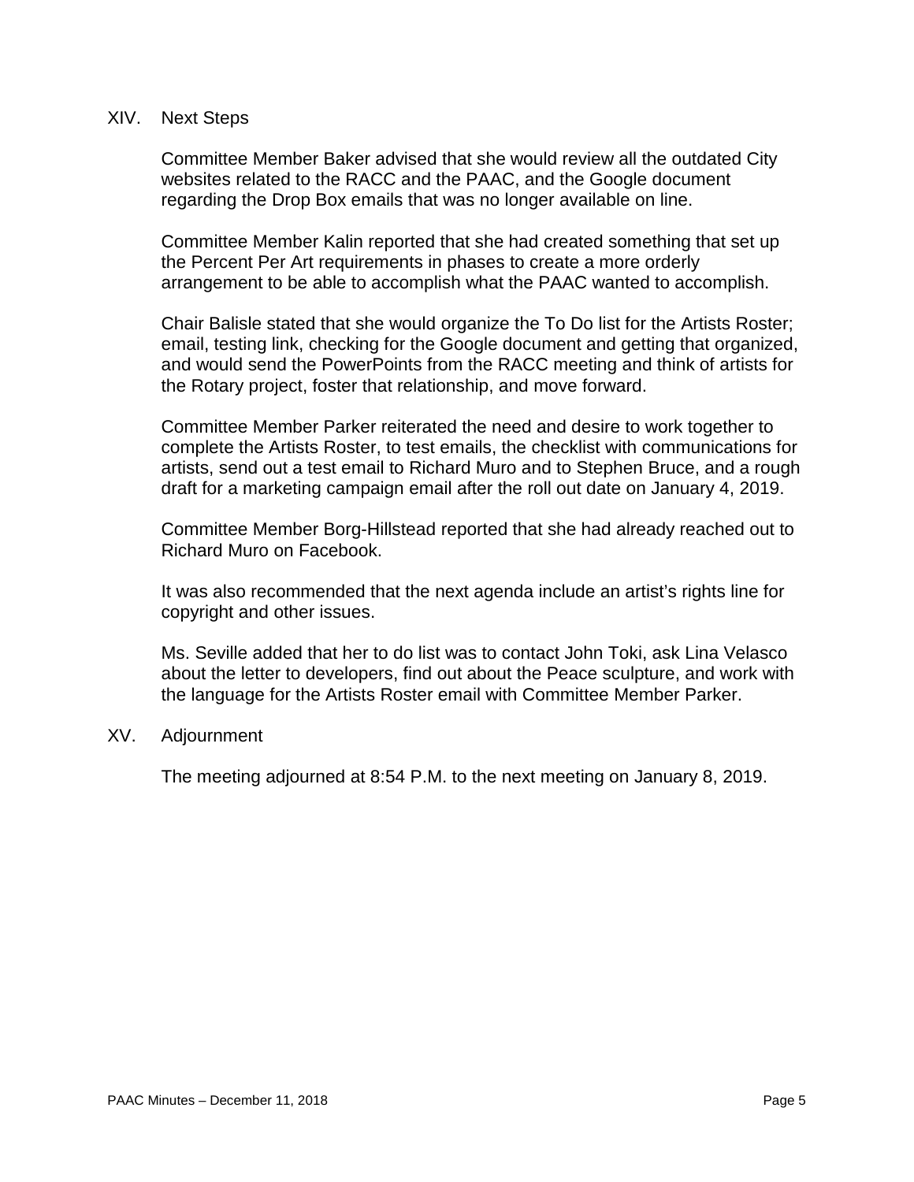## XIV. Next Steps

Committee Member Baker advised that she would review all the outdated City websites related to the RACC and the PAAC, and the Google document regarding the Drop Box emails that was no longer available on line.

Committee Member Kalin reported that she had created something that set up the Percent Per Art requirements in phases to create a more orderly arrangement to be able to accomplish what the PAAC wanted to accomplish.

Chair Balisle stated that she would organize the To Do list for the Artists Roster; email, testing link, checking for the Google document and getting that organized, and would send the PowerPoints from the RACC meeting and think of artists for the Rotary project, foster that relationship, and move forward.

Committee Member Parker reiterated the need and desire to work together to complete the Artists Roster, to test emails, the checklist with communications for artists, send out a test email to Richard Muro and to Stephen Bruce, and a rough draft for a marketing campaign email after the roll out date on January 4, 2019.

Committee Member Borg-Hillstead reported that she had already reached out to Richard Muro on Facebook.

It was also recommended that the next agenda include an artist's rights line for copyright and other issues.

Ms. Seville added that her to do list was to contact John Toki, ask Lina Velasco about the letter to developers, find out about the Peace sculpture, and work with the language for the Artists Roster email with Committee Member Parker.

## XV. Adjournment

The meeting adjourned at 8:54 P.M. to the next meeting on January 8, 2019.